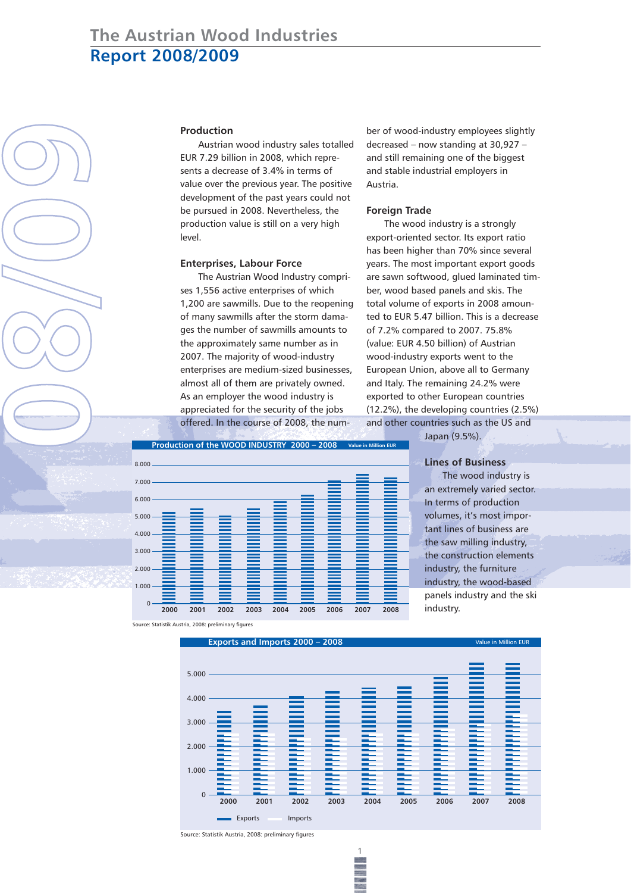# The Austrian Wood Industries
## Report 2008/2009

### Production

Austrian wood industry sales totalled EUR 7.29 billion in 2008, which represents a decrease of 3.4% in terms of value over the previous year. The positive development of the past years could not be pursued in 2008. Nevertheless, the production value is still on a very high level.

### Enterprises, Labour Force

The Austrian Wood Industry comprises 1,556 active enterprises of which 1,200 are sawmills. Due to the reopening of many sawmills after the storm damages the number of sawmills amounts to the approximately same number as in 2007. The majority of wood-industry enterprises are medium-sized businesses, almost all of them are privately owned. As an employer the wood industry is appreciated for the security of the jobs offered. In the course of 2008, the number of wood-industry employees slightly decreased – now standing at 30,927 – and still remaining one of the biggest and stable industrial employers in Austria.

### Foreign Trade

The wood industry is a strongly export-oriented sector. Its export ratio has been higher than 70% since several years. The most important export goods are sawn softwood, glued laminated timber, wood based panels and skis. The total volume of exports in 2008 amounted to EUR 5.47 billion. This is a decrease of 7.2% compared to 2007. 75.8% (value: EUR 4.50 billion) of Austrian wood-industry exports went to the European Union, above all to Germany and Italy. The remaining 24.2% were exported to other European countries (12.2%), the developing countries (2.5%) and other countries such as the US and Japan (9.5%).

### Lines of Business

The wood industry is an extremely varied sector. In terms of production volumes, it's most important lines of business are the saw milling industry, the construction elements industry, the furniture industry, the wood-based panels industry and the ski industry.

**Production of the WOOD INDUSTRY 2000 – 2008** (Value in Million EUR)

Source: Statistik Austria, 2008: preliminary figures

**Exports and Imports 2000 – 2008** (Value in Million EUR)

Source: Statistik Austria, 2008: preliminary figures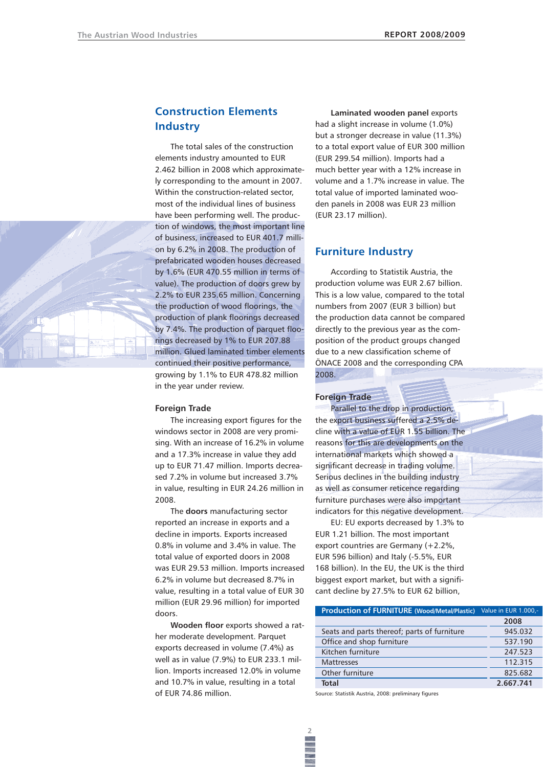## Construction Elements Industry

The total sales of the construction elements industry amounted to EUR 2.462 billion in 2008 which approximately corresponding to the amount in 2007. Within the construction-related sector, most of the individual lines of business have been performing well. The production of windows, the most important line of business, increased to EUR 401.7 million by 6.2% in 2008. The production of prefabricated wooden houses decreased by 1.6% (EUR 470.55 million in terms of value). The production of doors grew by 2.2% to EUR 235.65 million. Concerning the production of wood floorings, the production of plank floorings decreased by 7.4%. The production of parquet floorings decreased by 1% to EUR 207.88 million. Glued laminated timber elements continued their positive performance, growing by 1.1% to EUR 478.82 million in the year under review.

### Foreign Trade

The increasing export figures for the windows sector in 2008 are very promising. With an increase of 16.2% in volume and a 17.3% increase in value they add up to EUR 71.47 million. Imports decreased 7.2% in volume but increased 3.7% in value, resulting in EUR 24.26 million in 2008.

The **doors** manufacturing sector reported an increase in exports and a decline in imports. Exports increased 0.8% in volume and 3.4% in value. The total value of exported doors in 2008 was EUR 29.53 million. Imports increased 6.2% in volume but decreased 8.7% in value, resulting in a total value of EUR 30 million (EUR 29.96 million) for imported doors.

**Wooden floor** exports showed a rather moderate development. Parquet exports decreased in volume (7.4%) as well as in value (7.9%) to EUR 233.1 million. Imports increased 12.0% in volume and 10.7% in value, resulting in a total of EUR 74.86 million.

**Laminated wooden panel** exports had a slight increase in volume (1.0%) but a stronger decrease in value (11.3%) to a total export value of EUR 300 million (EUR 299.54 million). Imports had a much better year with a 12% increase in volume and a 1.7% increase in value. The total value of imported laminated wooden panels in 2008 was EUR 23 million (EUR 23.17 million).

## Furniture Industry

According to Statistik Austria, the production volume was EUR 2.67 billion. This is a low value, compared to the total numbers from 2007 (EUR 3 billion) but the production data cannot be compared directly to the previous year as the composition of the product groups changed due to a new classification scheme of ÖNACE 2008 and the corresponding CPA 2008.

### Foreign Trade

Parallel to the drop in production, the export business suffered a 2.5% decline with a value of EUR 1.55 billion. The reasons for this are developments on the international markets which showed a significant decrease in trading volume. Serious declines in the building industry as well as consumer reticence regarding furniture purchases were also important indicators for this negative development.

EU: EU exports decreased by 1.3% to EUR 1.21 billion. The most important export countries are Germany (+2.2%, EUR 596 billion) and Italy (-5.5%, EUR 168 billion). In the EU, the UK is the third biggest export market, but with a significant decline by 27.5% to EUR 62 billion,

| Production of FURNITURE (Wood/Metal/Plastic) | Value in EUR 1.000,- |
|---|---|
| | 2008 |
| Seats and parts thereof; parts of furniture | 945.032 |
| Office and shop furniture | 537.190 |
| Kitchen furniture | 247.523 |
| Mattresses | 112.315 |
| Other furniture | 825.682 |
| **Total** | **2.667.741** |

Source: Statistik Austria, 2008: preliminary figures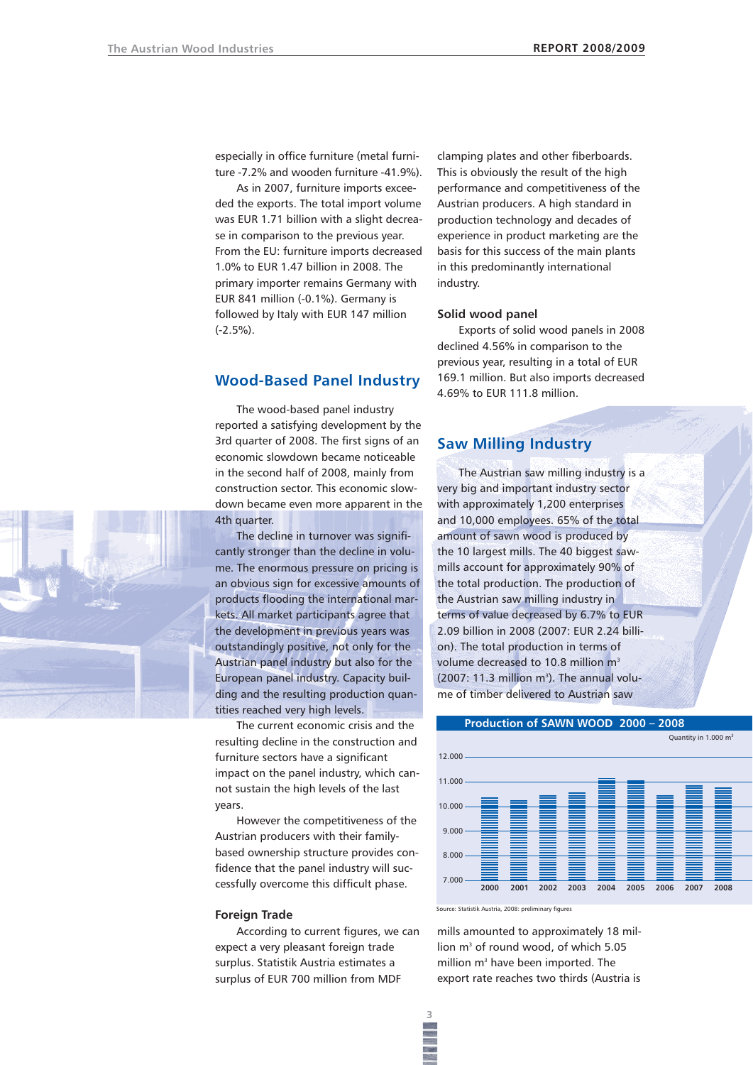especially in office furniture (metal furniture -7.2% and wooden furniture -41.9%).

As in 2007, furniture imports exceeded the exports. The total import volume was EUR 1.71 billion with a slight decrease in comparison to the previous year. From the EU: furniture imports decreased 1.0% to EUR 1.47 billion in 2008. The primary importer remains Germany with EUR 841 million (-0.1%). Germany is followed by Italy with EUR 147 million (-2.5%).

## Wood-Based Panel Industry

The wood-based panel industry reported a satisfying development by the 3rd quarter of 2008. The first signs of an economic slowdown became noticeable in the second half of 2008, mainly from construction sector. This economic slowdown became even more apparent in the 4th quarter.

The decline in turnover was significantly stronger than the decline in volume. The enormous pressure on pricing is an obvious sign for excessive amounts of products flooding the international markets. All market participants agree that the development in previous years was outstandingly positive, not only for the Austrian panel industry but also for the European panel industry. Capacity building and the resulting production quantities reached very high levels.

The current economic crisis and the resulting decline in the construction and furniture sectors have a significant impact on the panel industry, which cannot sustain the high levels of the last years.

However the competitiveness of the Austrian producers with their family-based ownership structure provides confidence that the panel industry will successfully overcome this difficult phase.

### Foreign Trade

According to current figures, we can expect a very pleasant foreign trade surplus. Statistik Austria estimates a surplus of EUR 700 million from MDF clamping plates and other fiberboards. This is obviously the result of the high performance and competitiveness of the Austrian producers. A high standard in production technology and decades of experience in product marketing are the basis for this success of the main plants in this predominantly international industry.

### Solid wood panel

Exports of solid wood panels in 2008 declined 4.56% in comparison to the previous year, resulting in a total of EUR 169.1 million. But also imports decreased 4.69% to EUR 111.8 million.

## Saw Milling Industry

The Austrian saw milling industry is a very big and important industry sector with approximately 1,200 enterprises and 10,000 employees. 65% of the total amount of sawn wood is produced by the 10 largest mills. The 40 biggest sawmills account for approximately 90% of the total production. The production of the Austrian saw milling industry in terms of value decreased by 6.7% to EUR 2.09 billion in 2008 (2007: EUR 2.24 billion). The total production in terms of volume decreased to 10.8 million m³ (2007: 11.3 million m³). The annual volume of timber delivered to Austrian saw mills amounted to approximately 18 million m³ of round wood, of which 5.05 million m³ have been imported. The export rate reaches two thirds (Austria is

**Production of SAWN WOOD 2000 – 2008**

Quantity in 1.000 m³

| Year | 2000 | 2001 | 2002 | 2003 | 2004 | 2005 | 2006 | 2007 | 2008 |
|---|---|---|---|---|---|---|---|---|---|
| Quantity (approx.) | ~10.400 | ~10.300 | ~10.500 | ~10.600 | ~11.100 | ~11.100 | ~10.500 | ~11.300 | ~10.800 |

Source: Statistik Austria, 2008: preliminary figures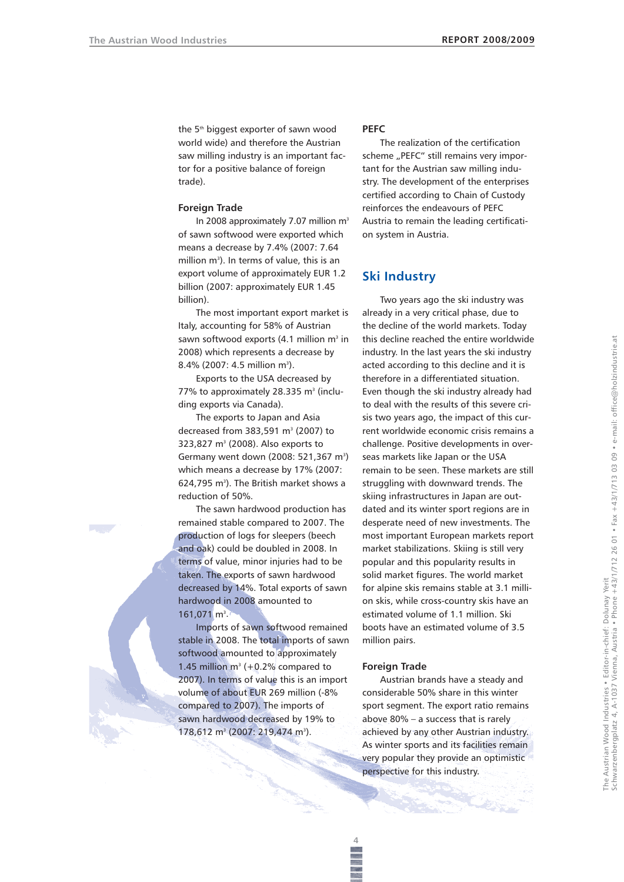the 5th biggest exporter of sawn wood world wide) and therefore the Austrian saw milling industry is an important factor for a positive balance of foreign trade).

### Foreign Trade

In 2008 approximately 7.07 million m³ of sawn softwood were exported which means a decrease by 7.4% (2007: 7.64 million m³). In terms of value, this is an export volume of approximately EUR 1.2 billion (2007: approximately EUR 1.45 billion).

The most important export market is Italy, accounting for 58% of Austrian sawn softwood exports (4.1 million m³ in 2008) which represents a decrease by 8.4% (2007: 4.5 million m³).

Exports to the USA decreased by 77% to approximately 28.335 m³ (including exports via Canada).

The exports to Japan and Asia decreased from 383,591 m³ (2007) to 323,827 m³ (2008). Also exports to Germany went down (2008: 521,367 m³) which means a decrease by 17% (2007: 624,795 m³). The British market shows a reduction of 50%.

The sawn hardwood production has remained stable compared to 2007. The production of logs for sleepers (beech and oak) could be doubled in 2008. In terms of value, minor injuries had to be taken. The exports of sawn hardwood decreased by 14%. Total exports of sawn hardwood in 2008 amounted to 161,071 m³.

Imports of sawn softwood remained stable in 2008. The total imports of sawn softwood amounted to approximately 1.45 million m³ (+0.2% compared to 2007). In terms of value this is an import volume of about EUR 269 million (-8% compared to 2007). The imports of sawn hardwood decreased by 19% to 178,612 m³ (2007: 219,474 m³).

### PEFC

The realization of the certification scheme „PEFC" still remains very important for the Austrian saw milling industry. The development of the enterprises certified according to Chain of Custody reinforces the endeavours of PEFC Austria to remain the leading certification system in Austria.

## Ski Industry

Two years ago the ski industry was already in a very critical phase, due to the decline of the world markets. Today this decline reached the entire worldwide industry. In the last years the ski industry acted according to this decline and it is therefore in a differentiated situation. Even though the ski industry already had to deal with the results of this severe crisis two years ago, the impact of this current worldwide economic crisis remains a challenge. Positive developments in overseas markets like Japan or the USA remain to be seen. These markets are still struggling with downward trends. The skiing infrastructures in Japan are outdated and its winter sport regions are in desperate need of new investments. The most important European markets report market stabilizations. Skiing is still very popular and this popularity results in solid market figures. The world market for alpine skis remains stable at 3.1 million skis, while cross-country skis have an estimated volume of 1.1 million. Ski boots have an estimated volume of 3.5 million pairs.

### Foreign Trade

Austrian brands have a steady and considerable 50% share in this winter sport segment. The export ratio remains above 80% – a success that is rarely achieved by any other Austrian industry. As winter sports and its facilities remain very popular they provide an optimistic perspective for this industry.

The Austrian Wood Industries • Editor-in-chief: Dolunay Yerit
Schwarzenbergplatz 4, A-1037 Vienna, Austria • Phone +43/1/712 26 01 • Fax +43/1/713 03 09 • e-mail: office@holzindustrie.at